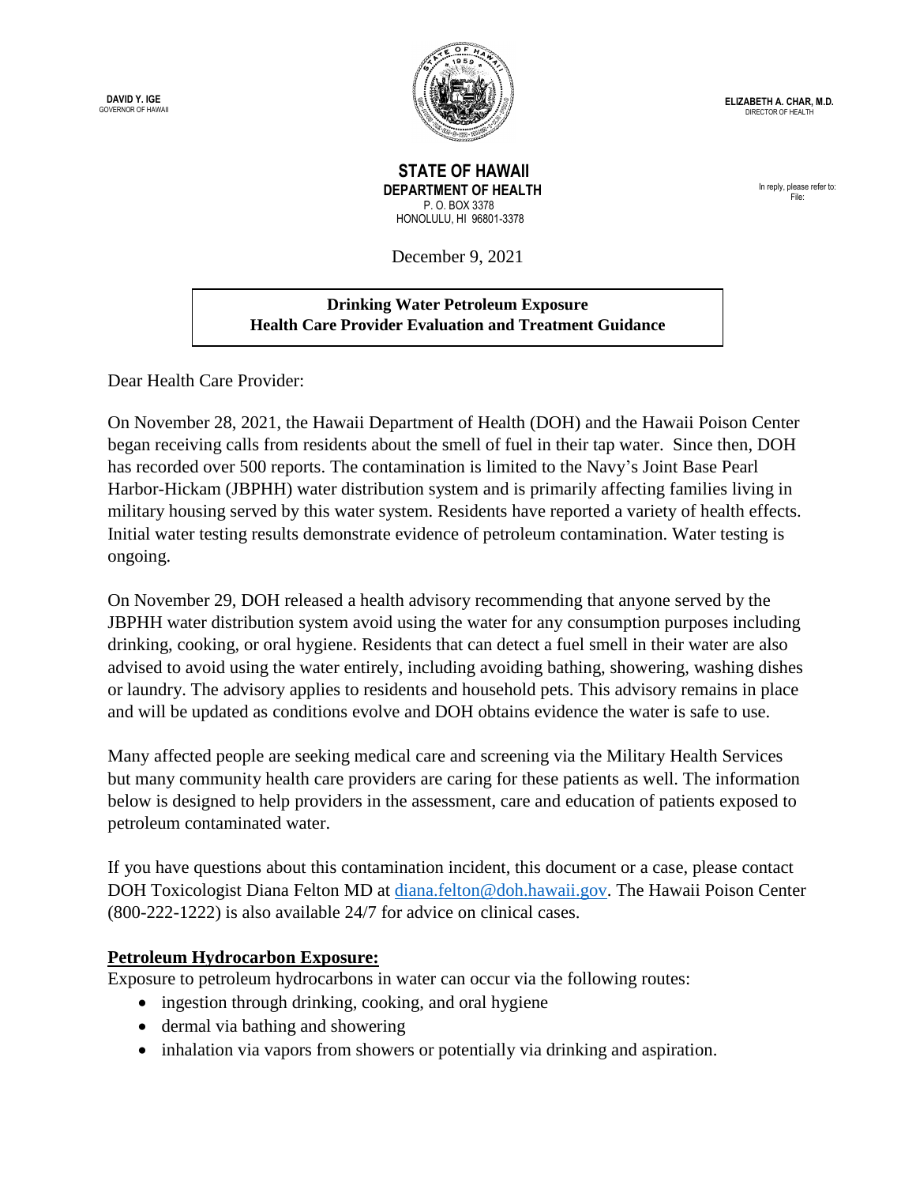DAVID Y. IGE
GOVERNOR OF HAWAII

ELIZABETH A. CHAR, M.D.
DIRECTOR OF HEALTH

**STATE OF HAWAII**
**DEPARTMENT OF HEALTH**
P. O. BOX 3378
HONOLULU, HI 96801-3378

In reply, please refer to:
File:

December 9, 2021

**Drinking Water Petroleum Exposure**
**Health Care Provider Evaluation and Treatment Guidance**

Dear Health Care Provider:

On November 28, 2021, the Hawaii Department of Health (DOH) and the Hawaii Poison Center began receiving calls from residents about the smell of fuel in their tap water. Since then, DOH has recorded over 500 reports. The contamination is limited to the Navy's Joint Base Pearl Harbor-Hickam (JBPHH) water distribution system and is primarily affecting families living in military housing served by this water system. Residents have reported a variety of health effects. Initial water testing results demonstrate evidence of petroleum contamination. Water testing is ongoing.

On November 29, DOH released a health advisory recommending that anyone served by the JBPHH water distribution system avoid using the water for any consumption purposes including drinking, cooking, or oral hygiene. Residents that can detect a fuel smell in their water are also advised to avoid using the water entirely, including avoiding bathing, showering, washing dishes or laundry. The advisory applies to residents and household pets. This advisory remains in place and will be updated as conditions evolve and DOH obtains evidence the water is safe to use.

Many affected people are seeking medical care and screening via the Military Health Services but many community health care providers are caring for these patients as well. The information below is designed to help providers in the assessment, care and education of patients exposed to petroleum contaminated water.

If you have questions about this contamination incident, this document or a case, please contact DOH Toxicologist Diana Felton MD at diana.felton@doh.hawaii.gov. The Hawaii Poison Center (800-222-1222) is also available 24/7 for advice on clinical cases.

## Petroleum Hydrocarbon Exposure:

Exposure to petroleum hydrocarbons in water can occur via the following routes:

- ingestion through drinking, cooking, and oral hygiene
- dermal via bathing and showering
- inhalation via vapors from showers or potentially via drinking and aspiration.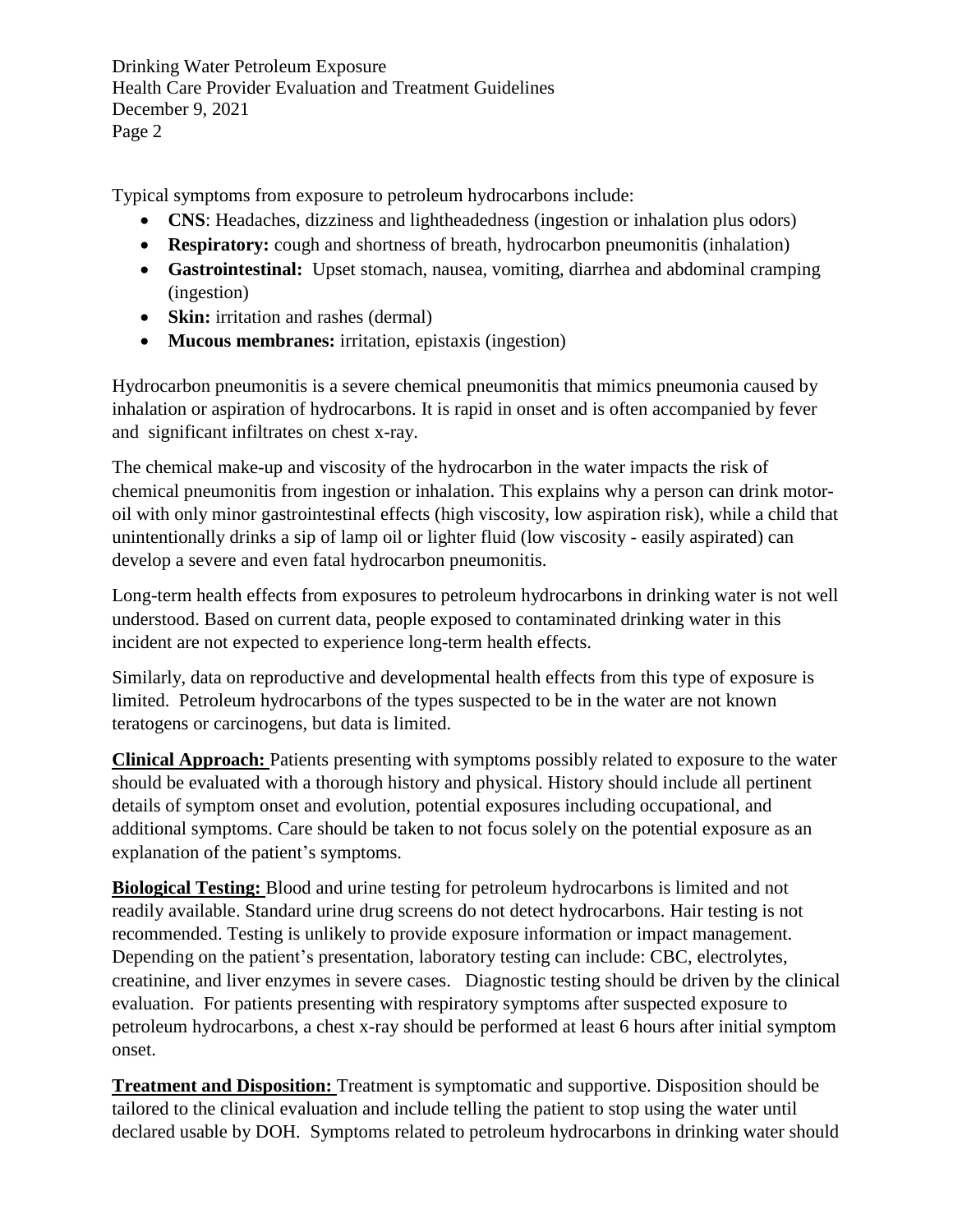Typical symptoms from exposure to petroleum hydrocarbons include:

- **CNS**: Headaches, dizziness and lightheadedness (ingestion or inhalation plus odors)
- **Respiratory:** cough and shortness of breath, hydrocarbon pneumonitis (inhalation)
- **Gastrointestinal:** Upset stomach, nausea, vomiting, diarrhea and abdominal cramping (ingestion)
- **Skin:** irritation and rashes (dermal)
- **Mucous membranes:** irritation, epistaxis (ingestion)

Hydrocarbon pneumonitis is a severe chemical pneumonitis that mimics pneumonia caused by inhalation or aspiration of hydrocarbons. It is rapid in onset and is often accompanied by fever and significant infiltrates on chest x-ray.

The chemical make-up and viscosity of the hydrocarbon in the water impacts the risk of chemical pneumonitis from ingestion or inhalation. This explains why a person can drink motor-oil with only minor gastrointestinal effects (high viscosity, low aspiration risk), while a child that unintentionally drinks a sip of lamp oil or lighter fluid (low viscosity - easily aspirated) can develop a severe and even fatal hydrocarbon pneumonitis.

Long-term health effects from exposures to petroleum hydrocarbons in drinking water is not well understood. Based on current data, people exposed to contaminated drinking water in this incident are not expected to experience long-term health effects.

Similarly, data on reproductive and developmental health effects from this type of exposure is limited. Petroleum hydrocarbons of the types suspected to be in the water are not known teratogens or carcinogens, but data is limited.

**Clinical Approach:** Patients presenting with symptoms possibly related to exposure to the water should be evaluated with a thorough history and physical. History should include all pertinent details of symptom onset and evolution, potential exposures including occupational, and additional symptoms. Care should be taken to not focus solely on the potential exposure as an explanation of the patient's symptoms.

**Biological Testing:** Blood and urine testing for petroleum hydrocarbons is limited and not readily available. Standard urine drug screens do not detect hydrocarbons. Hair testing is not recommended. Testing is unlikely to provide exposure information or impact management. Depending on the patient's presentation, laboratory testing can include: CBC, electrolytes, creatinine, and liver enzymes in severe cases. Diagnostic testing should be driven by the clinical evaluation. For patients presenting with respiratory symptoms after suspected exposure to petroleum hydrocarbons, a chest x-ray should be performed at least 6 hours after initial symptom onset.

**Treatment and Disposition:** Treatment is symptomatic and supportive. Disposition should be tailored to the clinical evaluation and include telling the patient to stop using the water until declared usable by DOH. Symptoms related to petroleum hydrocarbons in drinking water should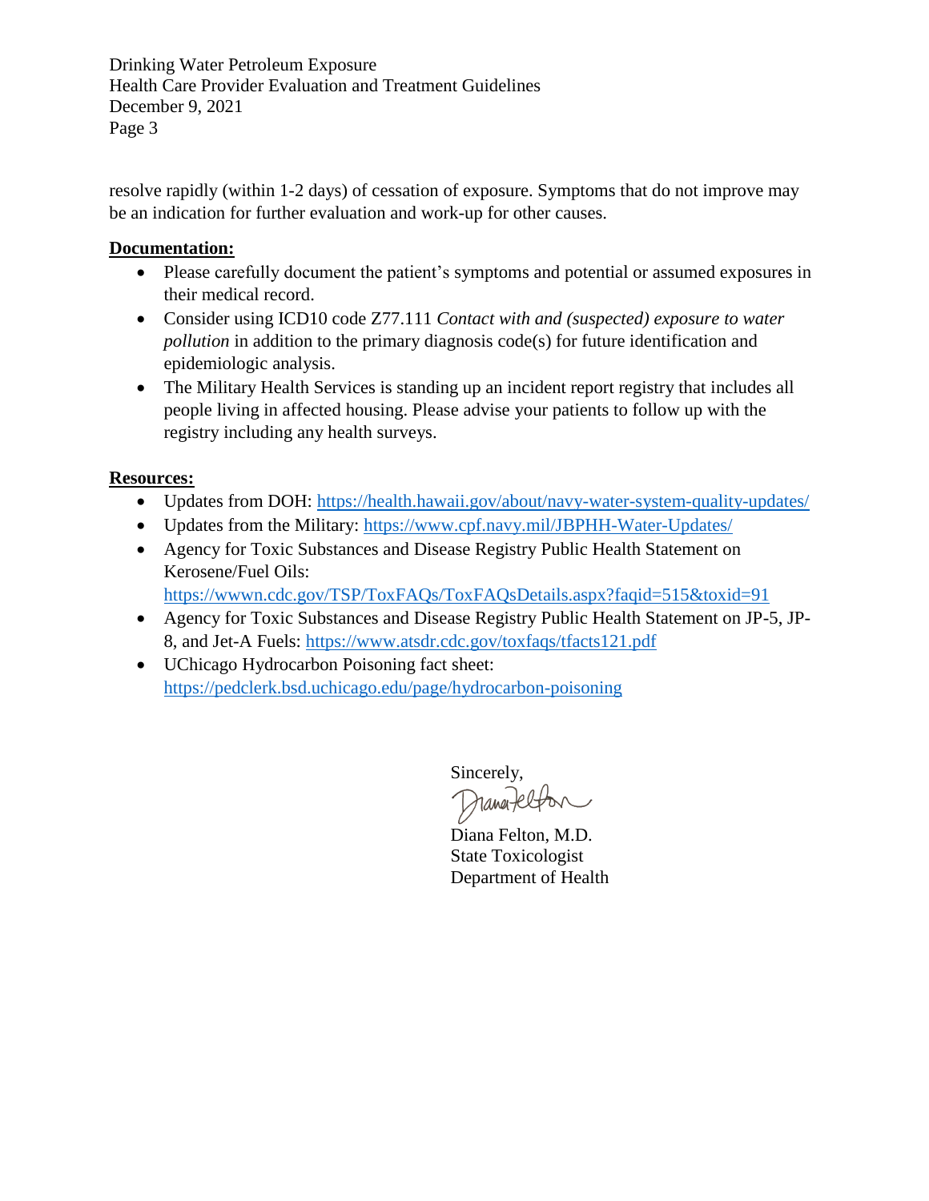resolve rapidly (within 1-2 days) of cessation of exposure. Symptoms that do not improve may be an indication for further evaluation and work-up for other causes.

**Documentation:**

- Please carefully document the patient's symptoms and potential or assumed exposures in their medical record.
- Consider using ICD10 code Z77.111 *Contact with and (suspected) exposure to water pollution* in addition to the primary diagnosis code(s) for future identification and epidemiologic analysis.
- The Military Health Services is standing up an incident report registry that includes all people living in affected housing. Please advise your patients to follow up with the registry including any health surveys.

**Resources:**

- Updates from DOH: https://health.hawaii.gov/about/navy-water-system-quality-updates/
- Updates from the Military: https://www.cpf.navy.mil/JBPHH-Water-Updates/
- Agency for Toxic Substances and Disease Registry Public Health Statement on Kerosene/Fuel Oils: https://wwwn.cdc.gov/TSP/ToxFAQs/ToxFAQsDetails.aspx?faqid=515&toxid=91
- Agency for Toxic Substances and Disease Registry Public Health Statement on JP-5, JP-8, and Jet-A Fuels: https://www.atsdr.cdc.gov/toxfaqs/tfacts121.pdf
- UChicago Hydrocarbon Poisoning fact sheet: https://pedclerk.bsd.uchicago.edu/page/hydrocarbon-poisoning

Sincerely,

Diana Felton, M.D.
State Toxicologist
Department of Health